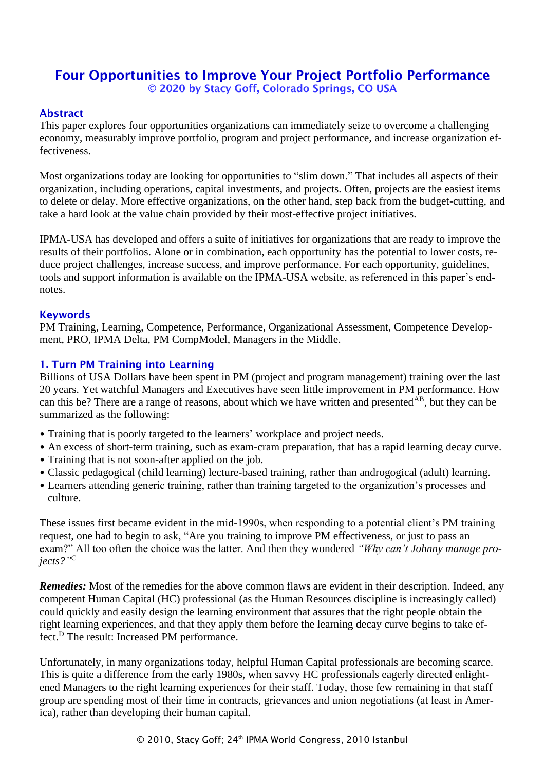# Four Opportunities to Improve Your Project Portfolio Performance

© 2020 by Stacy Goff, Colorado Springs, CO USA

## Abstract

This paper explores four opportunities organizations can immediately seize to overcome a challenging economy, measurably improve portfolio, program and project performance, and increase organization effectiveness.

Most organizations today are looking for opportunities to "slim down." That includes all aspects of their organization, including operations, capital investments, and projects. Often, projects are the easiest items to delete or delay. More effective organizations, on the other hand, step back from the budget-cutting, and take a hard look at the value chain provided by their most-effective project initiatives.

IPMA-USA has developed and offers a suite of initiatives for organizations that are ready to improve the results of their portfolios. Alone or in combination, each opportunity has the potential to lower costs, reduce project challenges, increase success, and improve performance. For each opportunity, guidelines, tools and support information is available on the IPMA-USA website, as referenced in this paper's endnotes.

## Keywords

PM Training, Learning, Competence, Performance, Organizational Assessment, Competence Development, PRO, IPMA Delta, PM CompModel, Managers in the Middle.

## 1. Turn PM Training into Learning

Billions of USA Dollars have been spent in PM (project and program management) training over the last 20 years. Yet watchful Managers and Executives have seen little improvement in PM performance. How can this be? There are a range of reasons, about which we have written and presented[AB], but they can be summarized as the following:

- Training that is poorly targeted to the learners' workplace and project needs.
- An excess of short-term training, such as exam-cram preparation, that has a rapid learning decay curve.
- Training that is not soon-after applied on the job.
- Classic pedagogical (child learning) lecture-based training, rather than androgogical (adult) learning.
- Learners attending generic training, rather than training targeted to the organization's processes and culture.

These issues first became evident in the mid-1990s, when responding to a potential client's PM training request, one had to begin to ask, "Are you training to improve PM effectiveness, or just to pass an exam?" All too often the choice was the latter. And then they wondered *"Why can't Johnny manage projects?"*[C]

***Remedies:*** Most of the remedies for the above common flaws are evident in their description. Indeed, any competent Human Capital (HC) professional (as the Human Resources discipline is increasingly called) could quickly and easily design the learning environment that assures that the right people obtain the right learning experiences, and that they apply them before the learning decay curve begins to take effect.[D] The result: Increased PM performance.

Unfortunately, in many organizations today, helpful Human Capital professionals are becoming scarce. This is quite a difference from the early 1980s, when savvy HC professionals eagerly directed enlightened Managers to the right learning experiences for their staff. Today, those few remaining in that staff group are spending most of their time in contracts, grievances and union negotiations (at least in America), rather than developing their human capital.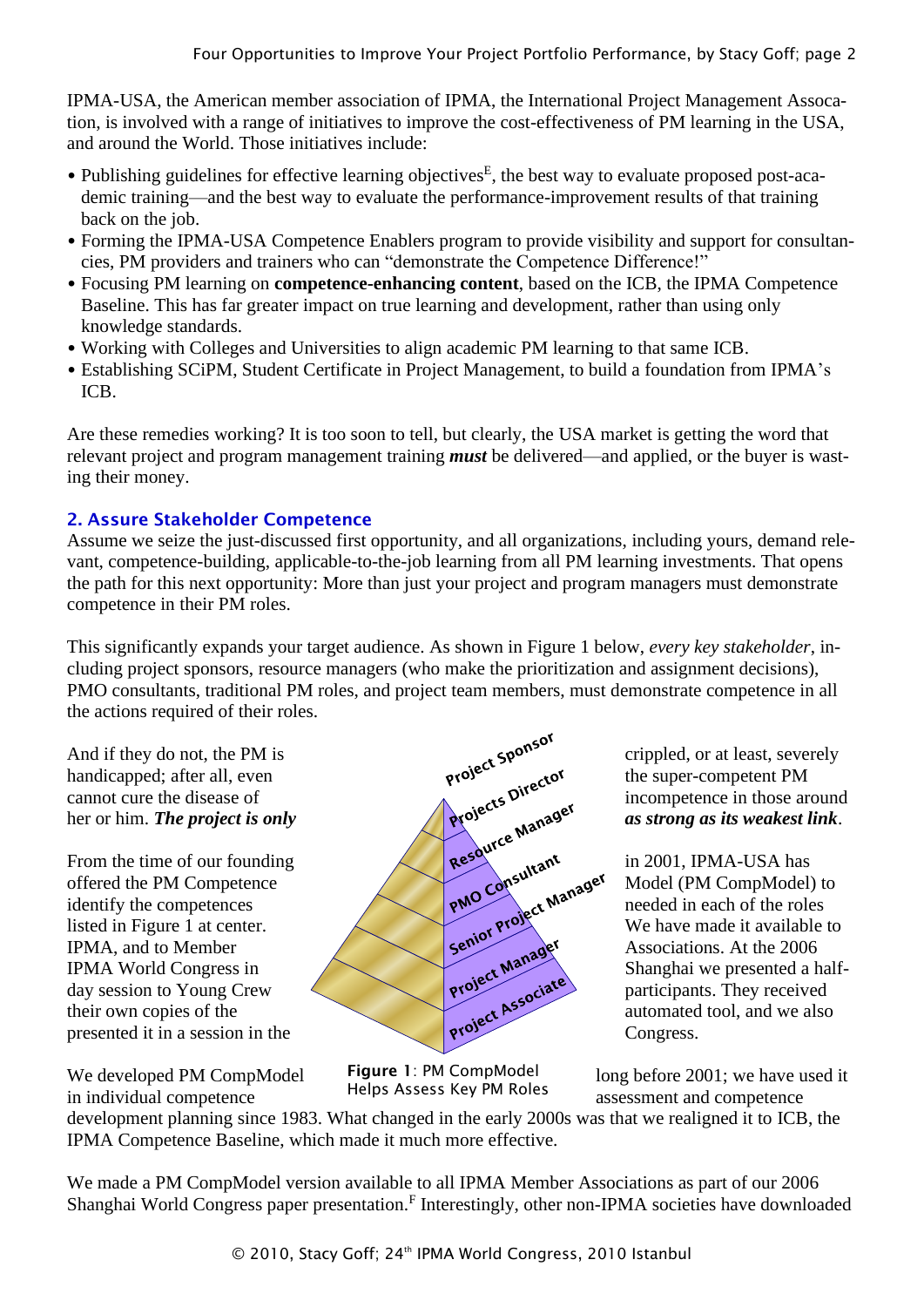IPMA-USA, the American member association of IPMA, the International Project Management Assocation, is involved with a range of initiatives to improve the cost-effectiveness of PM learning in the USA, and around the World. Those initiatives include:

- Publishing guidelines for effective learning objectives[E], the best way to evaluate proposed post-academic training—and the best way to evaluate the performance-improvement results of that training back on the job.
- Forming the IPMA-USA Competence Enablers program to provide visibility and support for consultancies, PM providers and trainers who can "demonstrate the Competence Difference!"
- Focusing PM learning on **competence-enhancing content**, based on the ICB, the IPMA Competence Baseline. This has far greater impact on true learning and development, rather than using only knowledge standards.
- Working with Colleges and Universities to align academic PM learning to that same ICB.
- Establishing SCiPM, Student Certificate in Project Management, to build a foundation from IPMA's ICB.

Are these remedies working? It is too soon to tell, but clearly, the USA market is getting the word that relevant project and program management training ***must*** be delivered—and applied, or the buyer is wasting their money.

## 2. Assure Stakeholder Competence

Assume we seize the just-discussed first opportunity, and all organizations, including yours, demand relevant, competence-building, applicable-to-the-job learning from all PM learning investments. That opens the path for this next opportunity: More than just your project and program managers must demonstrate competence in their PM roles.

This significantly expands your target audience. As shown in Figure 1 below, *every key stakeholder*, including project sponsors, resource managers (who make the prioritization and assignment decisions), PMO consultants, traditional PM roles, and project team members, must demonstrate competence in all the actions required of their roles.

And if they do not, the PM is crippled, or at least, severely handicapped; after all, even the super-competent PM cannot cure the disease of incompetence in those around her or him. ***The project is only as strong as its weakest link***.

From the time of our founding in 2001, IPMA-USA has offered the PM Competence Model (PM CompModel) to identify the competences needed in each of the roles listed in Figure 1 at center. We have made it available to IPMA, and to Member Associations. At the 2006 IPMA World Congress in Shanghai we presented a half-day session to Young Crew participants. They received their own copies of the automated tool, and we also presented it in a session in the Congress.

**Figure 1**: PM CompModel Helps Assess Key PM Roles

We developed PM CompModel long before 2001; we have used it in individual competence assessment and competence development planning since 1983. What changed in the early 2000s was that we realigned it to ICB, the IPMA Competence Baseline, which made it much more effective.

We made a PM CompModel version available to all IPMA Member Associations as part of our 2006 Shanghai World Congress paper presentation.[F] Interestingly, other non-IPMA societies have downloaded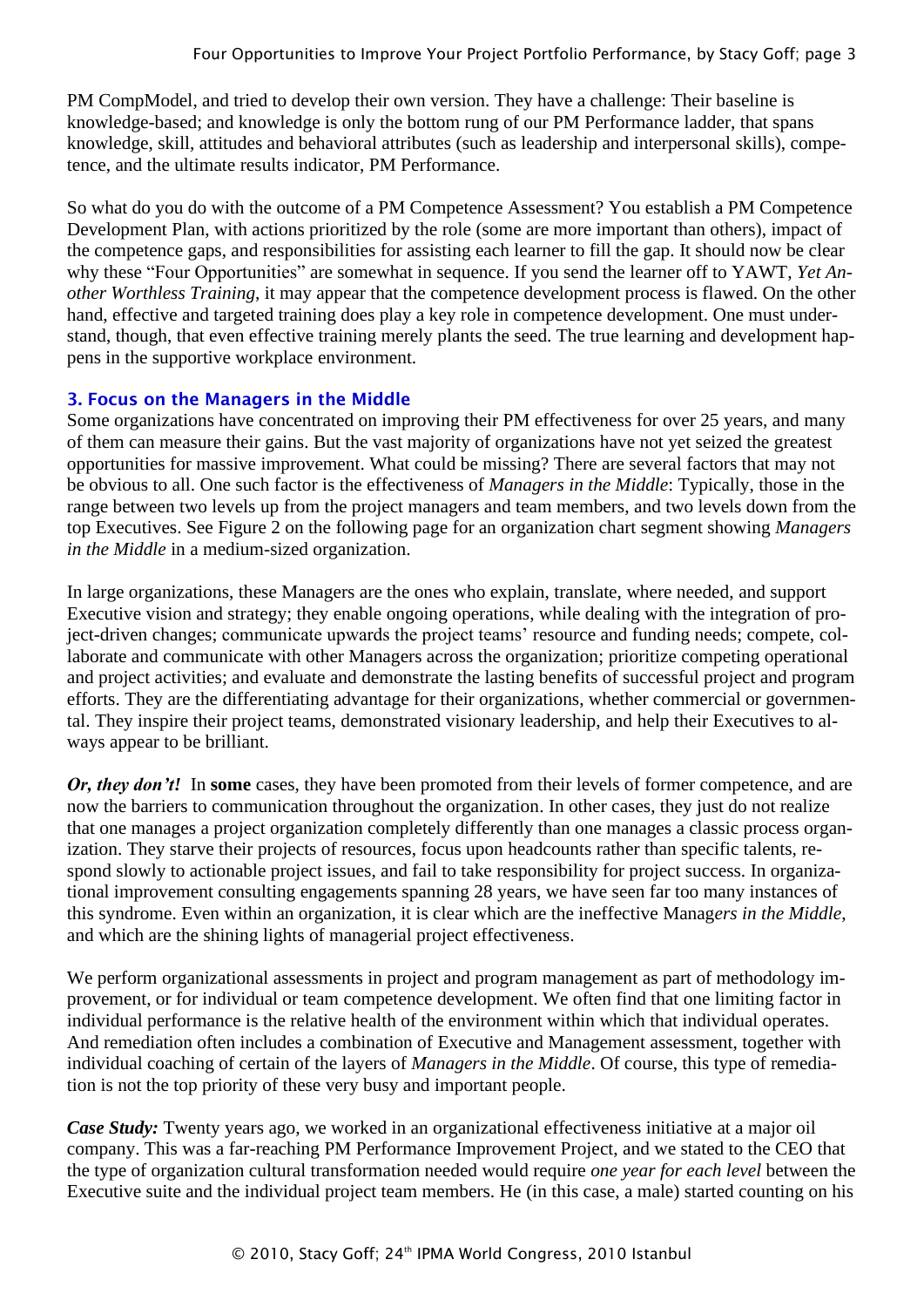PM CompModel, and tried to develop their own version. They have a challenge: Their baseline is knowledge-based; and knowledge is only the bottom rung of our PM Performance ladder, that spans knowledge, skill, attitudes and behavioral attributes (such as leadership and interpersonal skills), competence, and the ultimate results indicator, PM Performance.

So what do you do with the outcome of a PM Competence Assessment? You establish a PM Competence Development Plan, with actions prioritized by the role (some are more important than others), impact of the competence gaps, and responsibilities for assisting each learner to fill the gap. It should now be clear why these “Four Opportunities” are somewhat in sequence. If you send the learner off to YAWT, *Yet Another Worthless Training*, it may appear that the competence development process is flawed. On the other hand, effective and targeted training does play a key role in competence development. One must understand, though, that even effective training merely plants the seed. The true learning and development happens in the supportive workplace environment.

### 3. Focus on the Managers in the Middle

Some organizations have concentrated on improving their PM effectiveness for over 25 years, and many of them can measure their gains. But the vast majority of organizations have not yet seized the greatest opportunities for massive improvement. What could be missing? There are several factors that may not be obvious to all. One such factor is the effectiveness of *Managers in the Middle*: Typically, those in the range between two levels up from the project managers and team members, and two levels down from the top Executives. See Figure 2 on the following page for an organization chart segment showing *Managers in the Middle* in a medium-sized organization.

In large organizations, these Managers are the ones who explain, translate, where needed, and support Executive vision and strategy; they enable ongoing operations, while dealing with the integration of project-driven changes; communicate upwards the project teams’ resource and funding needs; compete, collaborate and communicate with other Managers across the organization; prioritize competing operational and project activities; and evaluate and demonstrate the lasting benefits of successful project and program efforts. They are the differentiating advantage for their organizations, whether commercial or governmental. They inspire their project teams, demonstrated visionary leadership, and help their Executives to always appear to be brilliant.

***Or, they don’t!*** In **some** cases, they have been promoted from their levels of former competence, and are now the barriers to communication throughout the organization. In other cases, they just do not realize that one manages a project organization completely differently than one manages a classic process organization. They starve their projects of resources, focus upon headcounts rather than specific talents, respond slowly to actionable project issues, and fail to take responsibility for project success. In organizational improvement consulting engagements spanning 28 years, we have seen far too many instances of this syndrome. Even within an organization, it is clear which are the ineffective Manag*ers in the Middle*, and which are the shining lights of managerial project effectiveness.

We perform organizational assessments in project and program management as part of methodology improvement, or for individual or team competence development. We often find that one limiting factor in individual performance is the relative health of the environment within which that individual operates. And remediation often includes a combination of Executive and Management assessment, together with individual coaching of certain of the layers of *Managers in the Middle*. Of course, this type of remediation is not the top priority of these very busy and important people.

***Case Study:*** Twenty years ago, we worked in an organizational effectiveness initiative at a major oil company. This was a far-reaching PM Performance Improvement Project, and we stated to the CEO that the type of organization cultural transformation needed would require *one year for each level* between the Executive suite and the individual project team members. He (in this case, a male) started counting on his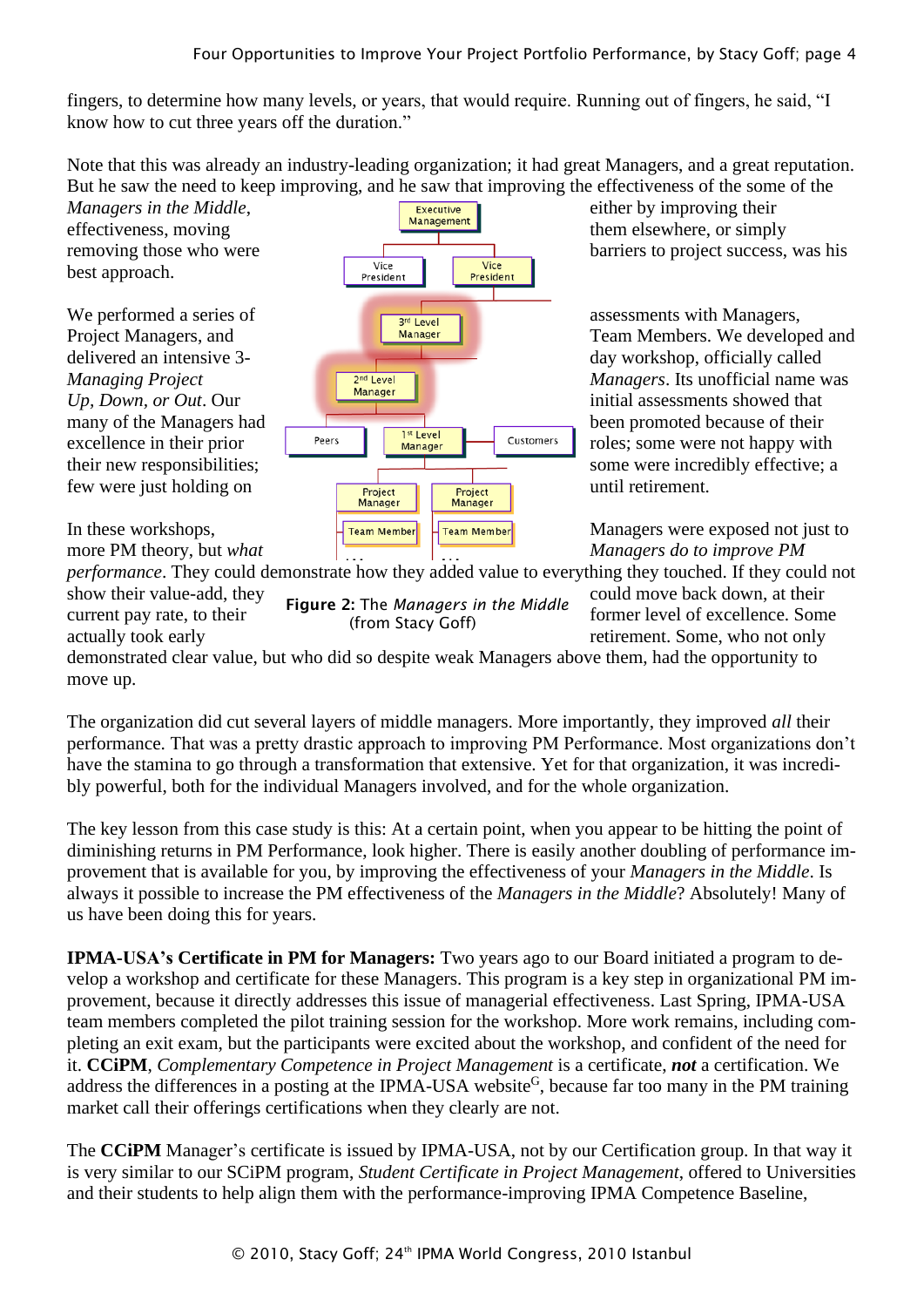fingers, to determine how many levels, or years, that would require. Running out of fingers, he said, "I know how to cut three years off the duration."

Note that this was already an industry-leading organization; it had great Managers, and a great reputation. But he saw the need to keep improving, and he saw that improving the effectiveness of the some of the *Managers in the Middle*, either by improving their effectiveness, moving them elsewhere, or simply removing those who were barriers to project success, was his best approach.

We performed a series of assessments with Managers, Project Managers, and Team Members. We developed and delivered an intensive 3-day workshop, officially called *Managing Project Managers*. Its unofficial name was *Up, Down, or Out*. Our initial assessments showed that many of the Managers had been promoted because of their excellence in their prior roles; some were not happy with their new responsibilities; some were incredibly effective; a few were just holding on until retirement.

In these workshops, Managers were exposed not just to more PM theory, but *what Managers do to improve PM performance*. They could demonstrate how they added value to everything they touched. If they could not show their value-add, they could move back down, at their current pay rate, to their former level of excellence. Some actually took early retirement. Some, who not only demonstrated clear value, but who did so despite weak Managers above them, had the opportunity to move up.

**Figure 2:** The *Managers in the Middle* (from Stacy Goff)

The organization did cut several layers of middle managers. More importantly, they improved *all* their performance. That was a pretty drastic approach to improving PM Performance. Most organizations don't have the stamina to go through a transformation that extensive. Yet for that organization, it was incredibly powerful, both for the individual Managers involved, and for the whole organization.

The key lesson from this case study is this: At a certain point, when you appear to be hitting the point of diminishing returns in PM Performance, look higher. There is easily another doubling of performance improvement that is available for you, by improving the effectiveness of your *Managers in the Middle*. Is always it possible to increase the PM effectiveness of the *Managers in the Middle*? Absolutely! Many of us have been doing this for years.

**IPMA-USA's Certificate in PM for Managers:** Two years ago to our Board initiated a program to develop a workshop and certificate for these Managers. This program is a key step in organizational PM improvement, because it directly addresses this issue of managerial effectiveness. Last Spring, IPMA-USA team members completed the pilot training session for the workshop. More work remains, including completing an exit exam, but the participants were excited about the workshop, and confident of the need for it. **CCiPM**, *Complementary Competence in Project Management* is a certificate, ***not*** a certification. We address the differences in a posting at the IPMA-USA website[G], because far too many in the PM training market call their offerings certifications when they clearly are not.

The **CCiPM** Manager's certificate is issued by IPMA-USA, not by our Certification group. In that way it is very similar to our SCiPM program, *Student Certificate in Project Management*, offered to Universities and their students to help align them with the performance-improving IPMA Competence Baseline,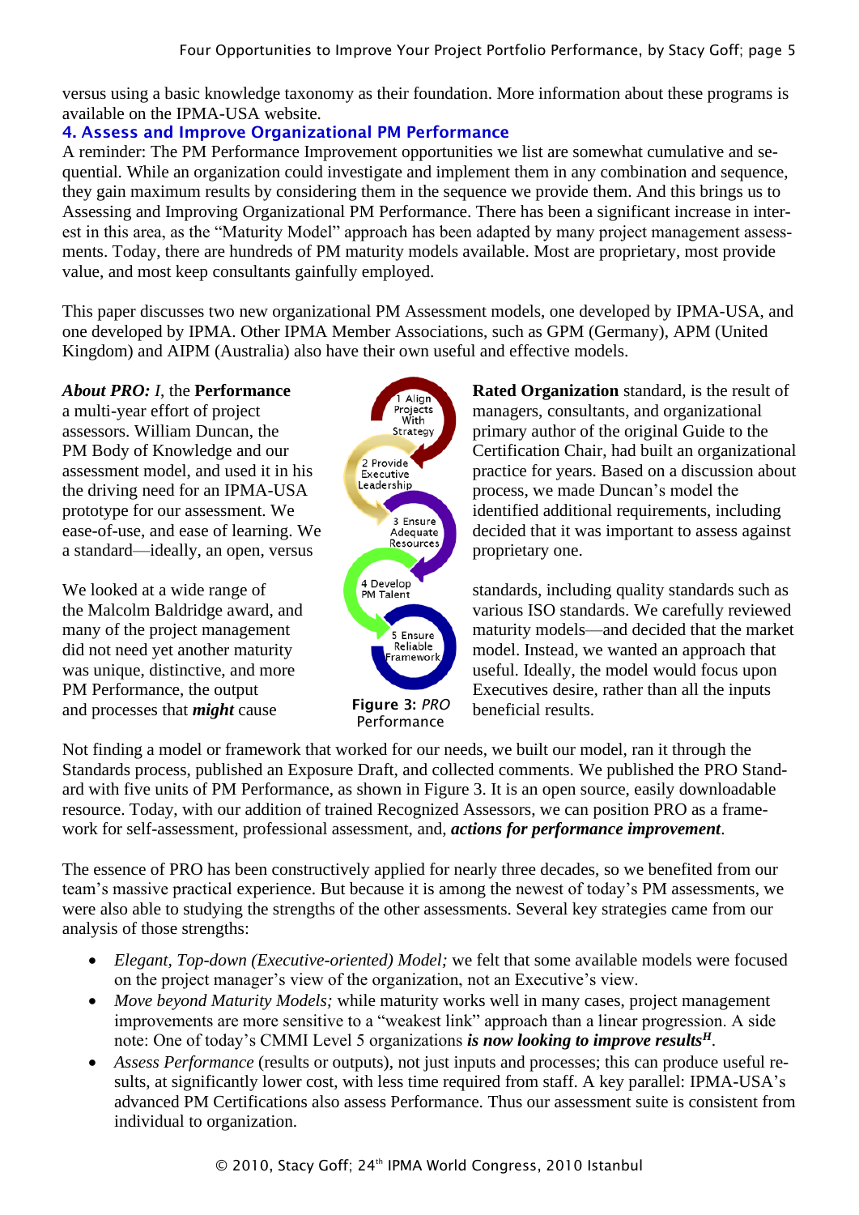versus using a basic knowledge taxonomy as their foundation. More information about these programs is available on the IPMA-USA website.

### 4. Assess and Improve Organizational PM Performance

A reminder: The PM Performance Improvement opportunities we list are somewhat cumulative and sequential. While an organization could investigate and implement them in any combination and sequence, they gain maximum results by considering them in the sequence we provide them. And this brings us to Assessing and Improving Organizational PM Performance. There has been a significant increase in interest in this area, as the "Maturity Model" approach has been adapted by many project management assessments. Today, there are hundreds of PM maturity models available. Most are proprietary, most provide value, and most keep consultants gainfully employed.

This paper discusses two new organizational PM Assessment models, one developed by IPMA-USA, and one developed by IPMA. Other IPMA Member Associations, such as GPM (Germany), APM (United Kingdom) and AIPM (Australia) also have their own useful and effective models.

***About PRO:*** *I*, the **Performance Rated Organization** standard, is the result of a multi-year effort of project managers, consultants, and organizational assessors. William Duncan, the primary author of the original Guide to the PM Body of Knowledge and our Certification Chair, had built an organizational assessment model, and used it in his practice for years. Based on a discussion about the driving need for an IPMA-USA process, we made Duncan's model the prototype for our assessment. We identified additional requirements, including ease-of-use, and ease of learning. We decided that it was important to assess against a standard—ideally, an open, versus proprietary one.

We looked at a wide range of standards, including quality standards such as the Malcolm Baldridge award, and various ISO standards. We carefully reviewed many of the project management maturity models—and decided that the market did not need yet another maturity model. Instead, we wanted an approach that was unique, distinctive, and more useful. Ideally, the model would focus upon PM Performance, the output Executives desire, rather than all the inputs and processes that ***might*** cause beneficial results.

**Figure 3:** *PRO* Performance

Not finding a model or framework that worked for our needs, we built our model, ran it through the Standards process, published an Exposure Draft, and collected comments. We published the PRO Standard with five units of PM Performance, as shown in Figure 3. It is an open source, easily downloadable resource. Today, with our addition of trained Recognized Assessors, we can position PRO as a framework for self-assessment, professional assessment, and, ***actions for performance improvement***.

The essence of PRO has been constructively applied for nearly three decades, so we benefited from our team's massive practical experience. But because it is among the newest of today's PM assessments, we were also able to studying the strengths of the other assessments. Several key strategies came from our analysis of those strengths:

- *Elegant, Top-down (Executive-oriented) Model;* we felt that some available models were focused on the project manager's view of the organization, not an Executive's view.
- *Move beyond Maturity Models;* while maturity works well in many cases, project management improvements are more sensitive to a "weakest link" approach than a linear progression. A side note: One of today's CMMI Level 5 organizations ***is now looking to improve results***[H].
- *Assess Performance* (results or outputs), not just inputs and processes; this can produce useful results, at significantly lower cost, with less time required from staff. A key parallel: IPMA-USA's advanced PM Certifications also assess Performance. Thus our assessment suite is consistent from individual to organization.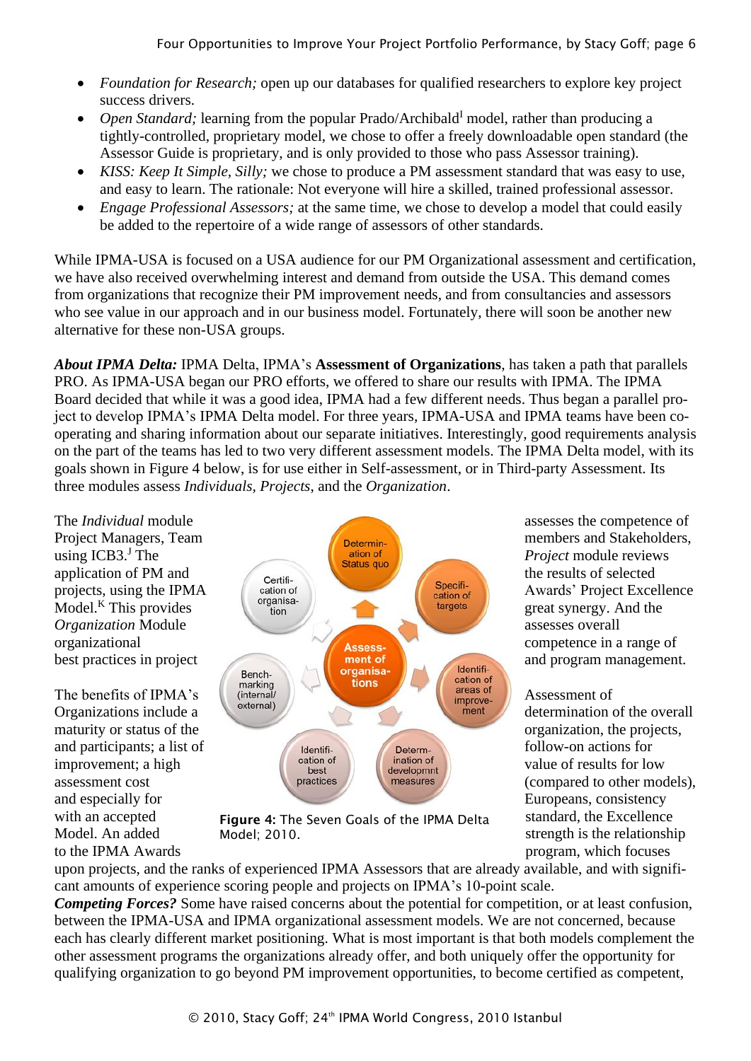- *Foundation for Research;* open up our databases for qualified researchers to explore key project success drivers.
- *Open Standard;* learning from the popular Prado/Archibald[I] model, rather than producing a tightly-controlled, proprietary model, we chose to offer a freely downloadable open standard (the Assessor Guide is proprietary, and is only provided to those who pass Assessor training).
- *KISS: Keep It Simple, Silly;* we chose to produce a PM assessment standard that was easy to use, and easy to learn. The rationale: Not everyone will hire a skilled, trained professional assessor.
- *Engage Professional Assessors;* at the same time, we chose to develop a model that could easily be added to the repertoire of a wide range of assessors of other standards.

While IPMA-USA is focused on a USA audience for our PM Organizational assessment and certification, we have also received overwhelming interest and demand from outside the USA. This demand comes from organizations that recognize their PM improvement needs, and from consultancies and assessors who see value in our approach and in our business model. Fortunately, there will soon be another new alternative for these non-USA groups.

***About IPMA Delta:*** IPMA Delta, IPMA's **Assessment of Organizations**, has taken a path that parallels PRO. As IPMA-USA began our PRO efforts, we offered to share our results with IPMA. The IPMA Board decided that while it was a good idea, IPMA had a few different needs. Thus began a parallel project to develop IPMA's IPMA Delta model. For three years, IPMA-USA and IPMA teams have been co-operating and sharing information about our separate initiatives. Interestingly, good requirements analysis on the part of the teams has led to two very different assessment models. The IPMA Delta model, with its goals shown in Figure 4 below, is for use either in Self-assessment, or in Third-party Assessment. Its three modules assess *Individuals*, *Projects*, and the *Organization*.

The *Individual* module assesses the competence of Project Managers, Team members and Stakeholders, using ICB3.[J] The *Project* module reviews the results of selected application of PM and projects, using the IPMA Awards' Project Excellence Model.[K] This provides great synergy. And the *Organization* Module assesses overall organizational competence in a range of best practices in project and program management.

**Figure 4:** The Seven Goals of the IPMA Delta Model; 2010.

The benefits of IPMA's Assessment of Organizations include a determination of the overall maturity or status of the organization, the projects, and participants; a list of follow-on actions for improvement; a high value of results for low assessment cost (compared to other models), and especially for Europeans, consistency with an accepted standard, the Excellence Model. An added strength is the relationship to the IPMA Awards program, which focuses upon projects, and the ranks of experienced IPMA Assessors that are already available, and with significant amounts of experience scoring people and projects on IPMA's 10-point scale.

***Competing Forces?*** Some have raised concerns about the potential for competition, or at least confusion, between the IPMA-USA and IPMA organizational assessment models. We are not concerned, because each has clearly different market positioning. What is most important is that both models complement the other assessment programs the organizations already offer, and both uniquely offer the opportunity for qualifying organization to go beyond PM improvement opportunities, to become certified as competent,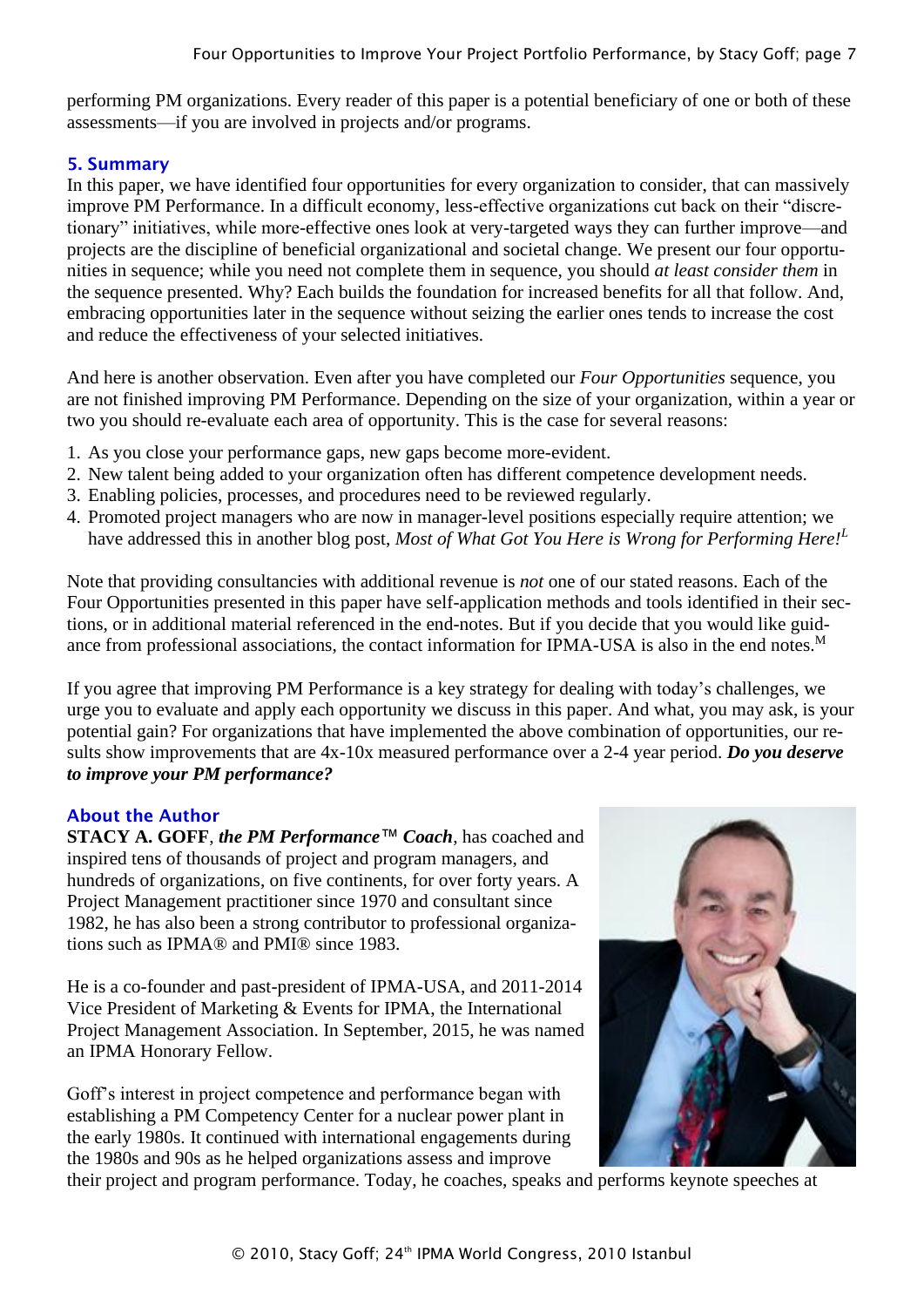performing PM organizations. Every reader of this paper is a potential beneficiary of one or both of these assessments—if you are involved in projects and/or programs.

## 5. Summary

In this paper, we have identified four opportunities for every organization to consider, that can massively improve PM Performance. In a difficult economy, less-effective organizations cut back on their "discretionary" initiatives, while more-effective ones look at very-targeted ways they can further improve—and projects are the discipline of beneficial organizational and societal change. We present our four opportunities in sequence; while you need not complete them in sequence, you should *at least consider them* in the sequence presented. Why? Each builds the foundation for increased benefits for all that follow. And, embracing opportunities later in the sequence without seizing the earlier ones tends to increase the cost and reduce the effectiveness of your selected initiatives.

And here is another observation. Even after you have completed our *Four Opportunities* sequence, you are not finished improving PM Performance. Depending on the size of your organization, within a year or two you should re-evaluate each area of opportunity. This is the case for several reasons:

1. As you close your performance gaps, new gaps become more-evident.
2. New talent being added to your organization often has different competence development needs.
3. Enabling policies, processes, and procedures need to be reviewed regularly.
4. Promoted project managers who are now in manager-level positions especially require attention; we have addressed this in another blog post, *Most of What Got You Here is Wrong for Performing Here!*[L]

Note that providing consultancies with additional revenue is *not* one of our stated reasons. Each of the Four Opportunities presented in this paper have self-application methods and tools identified in their sections, or in additional material referenced in the end-notes. But if you decide that you would like guidance from professional associations, the contact information for IPMA-USA is also in the end notes.[M]

If you agree that improving PM Performance is a key strategy for dealing with today's challenges, we urge you to evaluate and apply each opportunity we discuss in this paper. And what, you may ask, is your potential gain? For organizations that have implemented the above combination of opportunities, our results show improvements that are 4x-10x measured performance over a 2-4 year period. ***Do you deserve to improve your PM performance?***

## About the Author

**STACY A. GOFF**, ***the PM Performance™ Coach***, has coached and inspired tens of thousands of project and program managers, and hundreds of organizations, on five continents, for over forty years. A Project Management practitioner since 1970 and consultant since 1982, he has also been a strong contributor to professional organizations such as IPMA® and PMI® since 1983.

He is a co-founder and past-president of IPMA-USA, and 2011-2014 Vice President of Marketing & Events for IPMA, the International Project Management Association. In September, 2015, he was named an IPMA Honorary Fellow.

Goff's interest in project competence and performance began with establishing a PM Competency Center for a nuclear power plant in the early 1980s. It continued with international engagements during the 1980s and 90s as he helped organizations assess and improve their project and program performance. Today, he coaches, speaks and performs keynote speeches at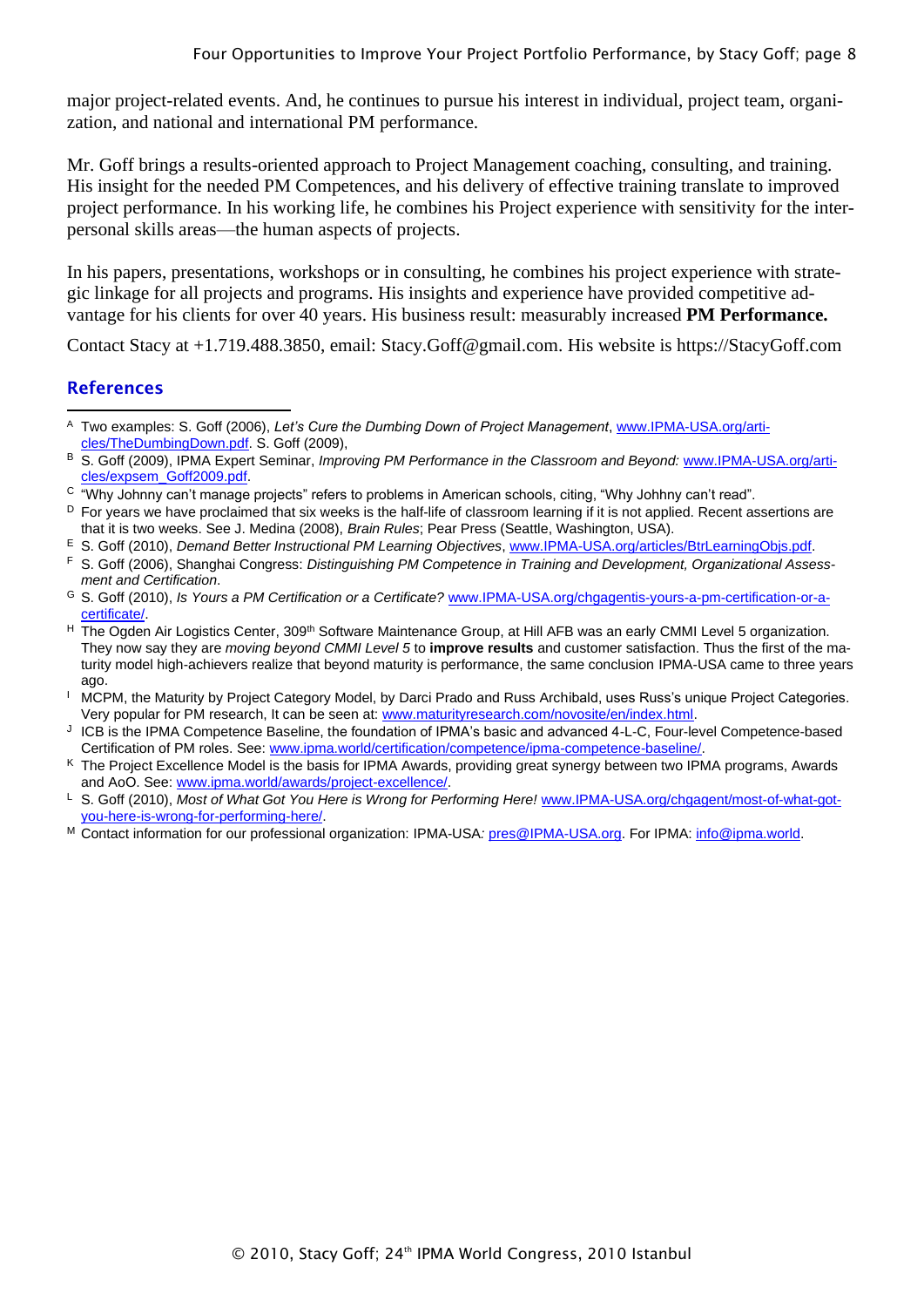major project-related events. And, he continues to pursue his interest in individual, project team, organization, and national and international PM performance.

Mr. Goff brings a results-oriented approach to Project Management coaching, consulting, and training. His insight for the needed PM Competences, and his delivery of effective training translate to improved project performance. In his working life, he combines his Project experience with sensitivity for the interpersonal skills areas—the human aspects of projects.

In his papers, presentations, workshops or in consulting, he combines his project experience with strategic linkage for all projects and programs. His insights and experience have provided competitive advantage for his clients for over 40 years. His business result: measurably increased **PM Performance.**

Contact Stacy at +1.719.488.3850, email: Stacy.Goff@gmail.com. His website is https://StacyGoff.com

## References

[A] Two examples: S. Goff (2006), *Let's Cure the Dumbing Down of Project Management*, www.IPMA-USA.org/articles/TheDumbingDown.pdf. S. Goff (2009),

[B] S. Goff (2009), IPMA Expert Seminar, *Improving PM Performance in the Classroom and Beyond:* www.IPMA-USA.org/articles/expsem_Goff2009.pdf.

[C] "Why Johnny can't manage projects" refers to problems in American schools, citing, "Why Johnny can't read".

[D] For years we have proclaimed that six weeks is the half-life of classroom learning if it is not applied. Recent assertions are that it is two weeks. See J. Medina (2008), *Brain Rules*; Pear Press (Seattle, Washington, USA).

[E] S. Goff (2010), *Demand Better Instructional PM Learning Objectives*, www.IPMA-USA.org/articles/BtrLearningObjs.pdf.

[F] S. Goff (2006), Shanghai Congress: *Distinguishing PM Competence in Training and Development, Organizational Assessment and Certification*.

[G] S. Goff (2010), *Is Yours a PM Certification or a Certificate?* www.IPMA-USA.org/chgagentis-yours-a-pm-certification-or-a-certificate/.

[H] The Ogden Air Logistics Center, 309th Software Maintenance Group, at Hill AFB was an early CMMI Level 5 organization. They now say they are *moving beyond CMMI Level 5* to **improve results** and customer satisfaction. Thus the first of the maturity model high-achievers realize that beyond maturity is performance, the same conclusion IPMA-USA came to three years ago.

[I] MCPM, the Maturity by Project Category Model, by Darci Prado and Russ Archibald, uses Russ's unique Project Categories. Very popular for PM research, It can be seen at: www.maturityresearch.com/novosite/en/index.html.

[J] ICB is the IPMA Competence Baseline, the foundation of IPMA's basic and advanced 4-L-C, Four-level Competence-based Certification of PM roles. See: www.ipma.world/certification/competence/ipma-competence-baseline/.

[K] The Project Excellence Model is the basis for IPMA Awards, providing great synergy between two IPMA programs, Awards and AoO. See: www.ipma.world/awards/project-excellence/.

[L] S. Goff (2010), *Most of What Got You Here is Wrong for Performing Here!* www.IPMA-USA.org/chgagent/most-of-what-got-you-here-is-wrong-for-performing-here/.

[M] Contact information for our professional organization: IPMA-USA*:* pres@IPMA-USA.org. For IPMA: info@ipma.world.